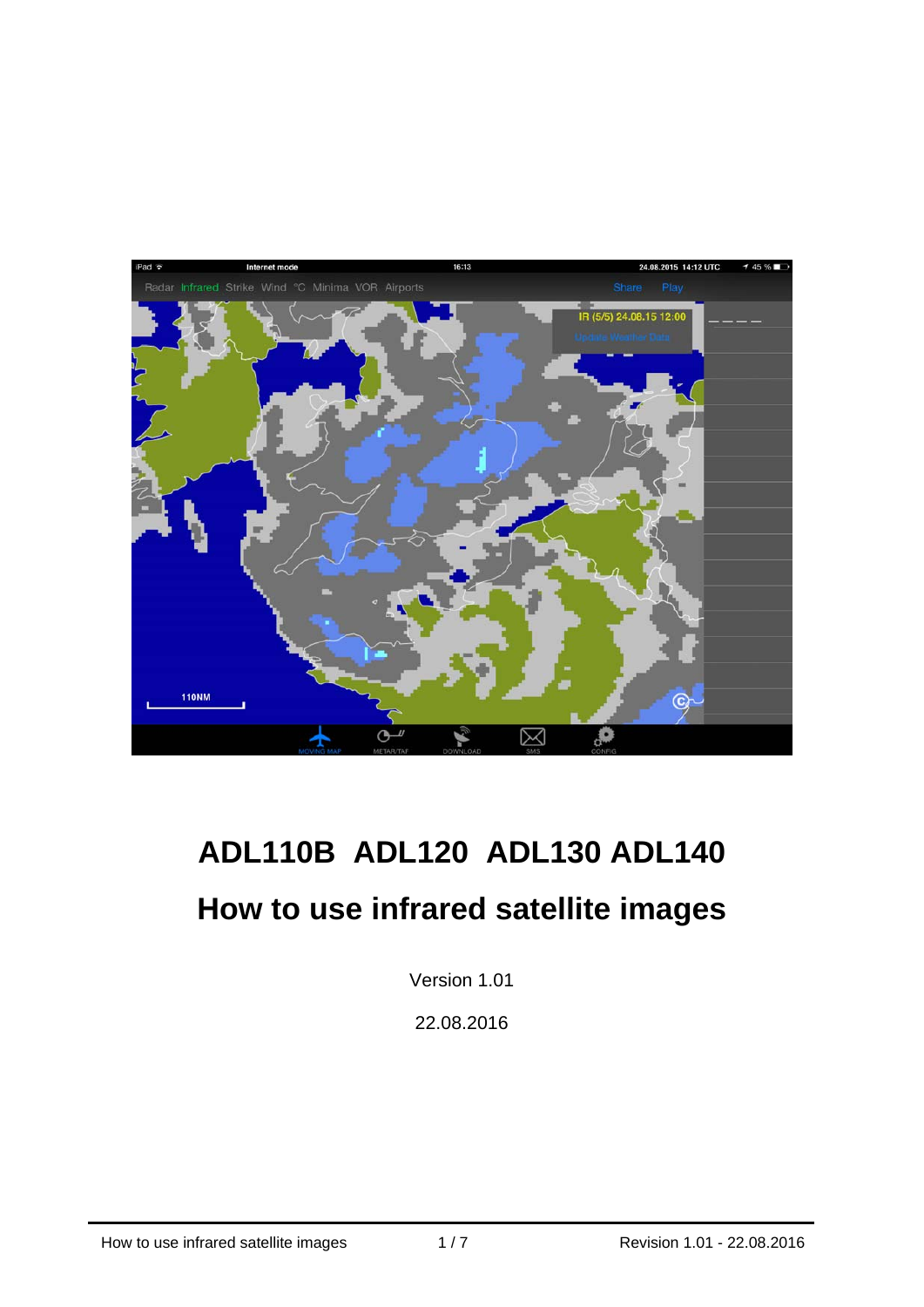# ADL110B ADL120 ADL130 ADL140

# How to use infrared satellite images

Version 1.01

22.08.2016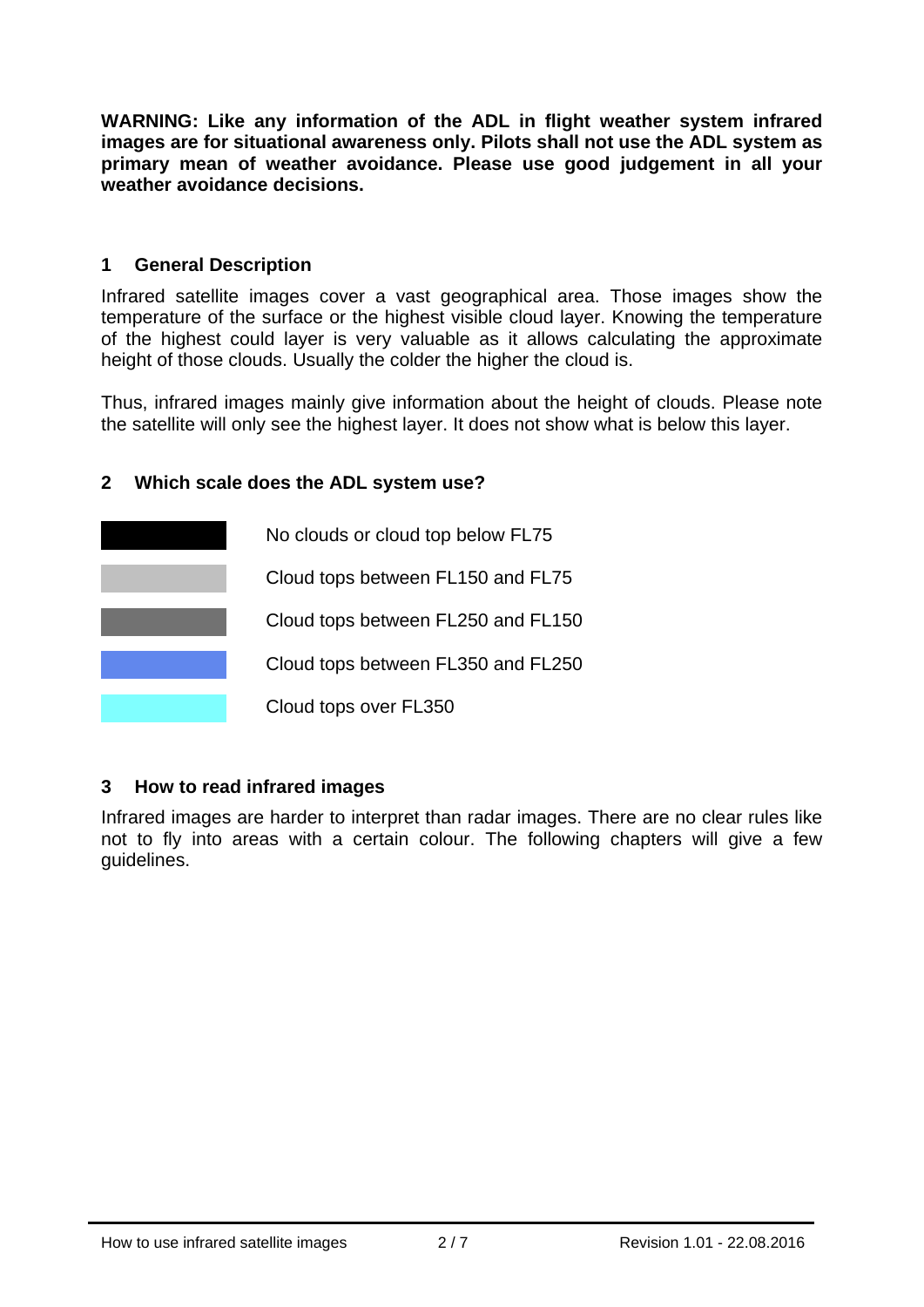**WARNING: Like any information of the ADL in flight weather system infrared images are for situational awareness only. Pilots shall not use the ADL system as primary mean of weather avoidance. Please use good judgement in all your weather avoidance decisions.**

## 1 General Description

Infrared satellite images cover a vast geographical area. Those images show the temperature of the surface or the highest visible cloud layer. Knowing the temperature of the highest could layer is very valuable as it allows calculating the approximate height of those clouds. Usually the colder the higher the cloud is.

Thus, infrared images mainly give information about the height of clouds. Please note the satellite will only see the highest layer. It does not show what is below this layer.

## 2 Which scale does the ADL system use?

| Colour | Meaning |
| --- | --- |
| Black | No clouds or cloud top below FL75 |
| Light grey | Cloud tops between FL150 and FL75 |
| Dark grey | Cloud tops between FL250 and FL150 |
| Blue | Cloud tops between FL350 and FL250 |
| Cyan | Cloud tops over FL350 |

## 3 How to read infrared images

Infrared images are harder to interpret than radar images. There are no clear rules like not to fly into areas with a certain colour. The following chapters will give a few guidelines.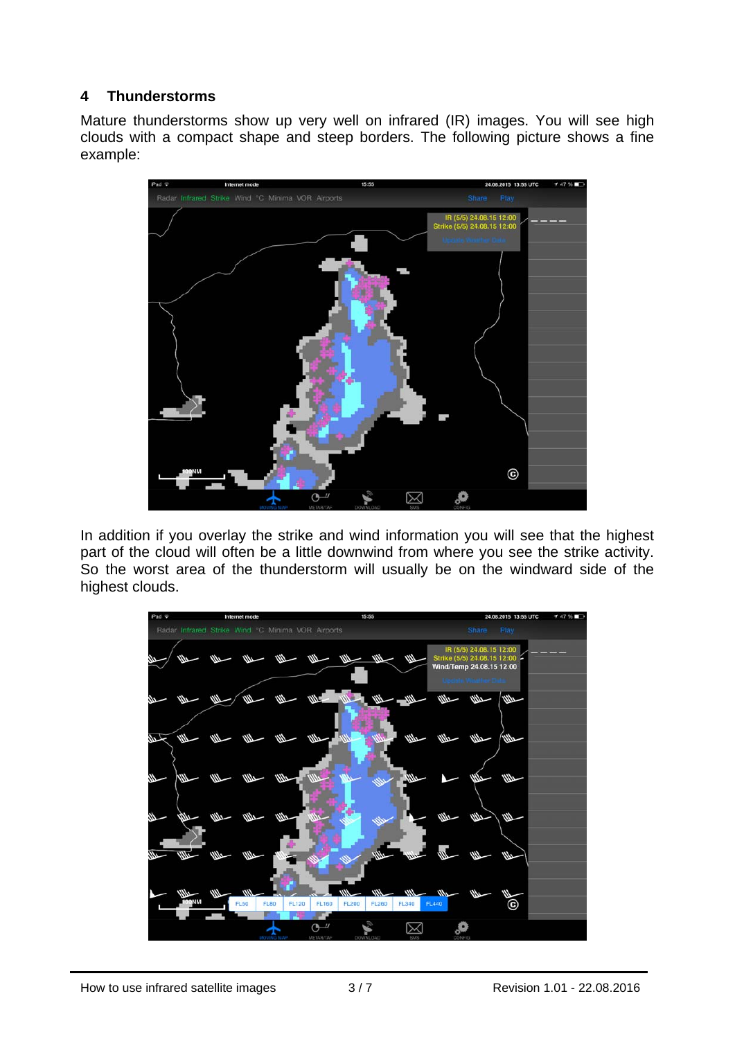## 4 Thunderstorms

Mature thunderstorms show up very well on infrared (IR) images. You will see high clouds with a compact shape and steep borders. The following picture shows a fine example:

In addition if you overlay the strike and wind information you will see that the highest part of the cloud will often be a little downwind from where you see the strike activity. So the worst area of the thunderstorm will usually be on the windward side of the highest clouds.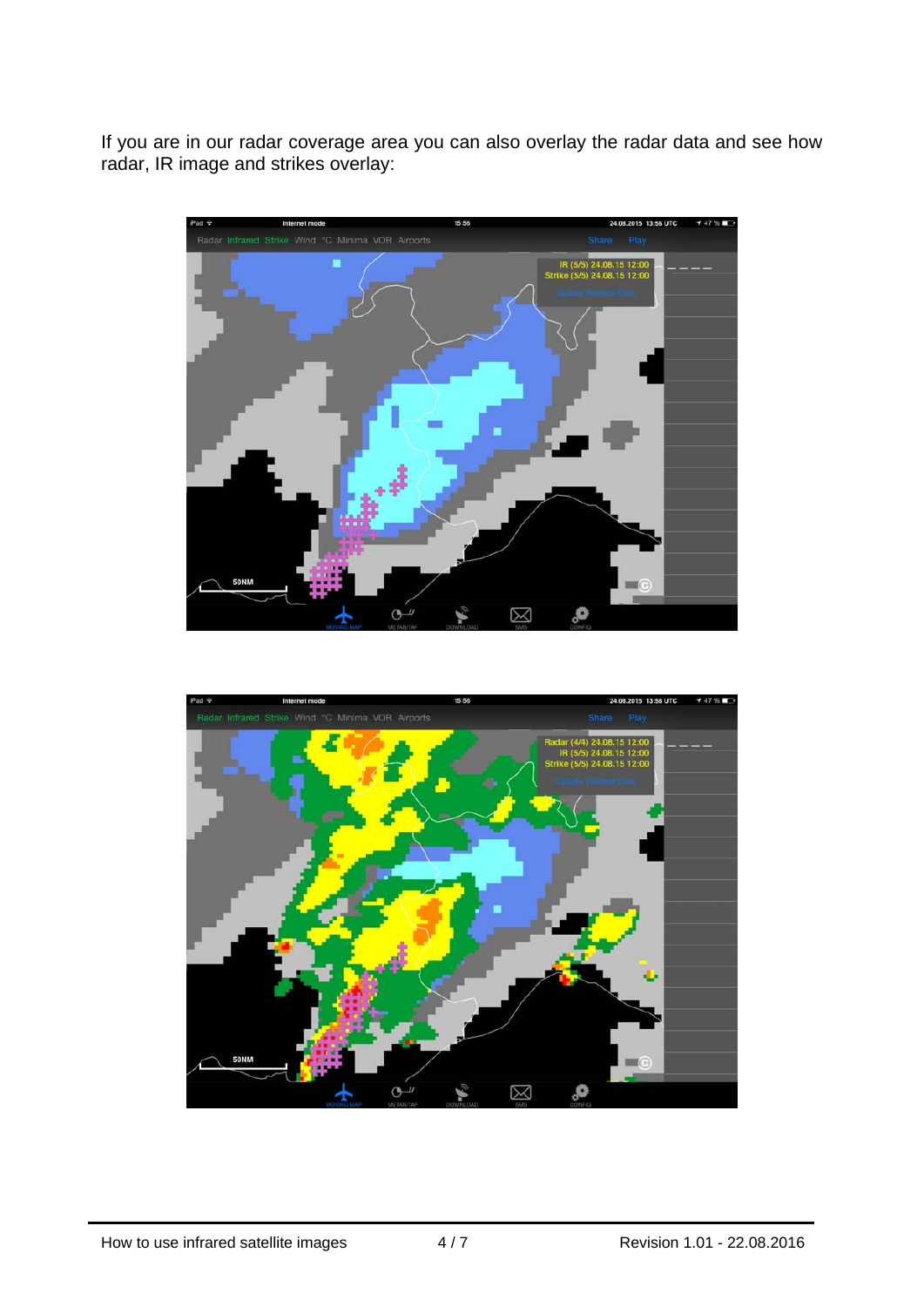If you are in our radar coverage area you can also overlay the radar data and see how radar, IR image and strikes overlay: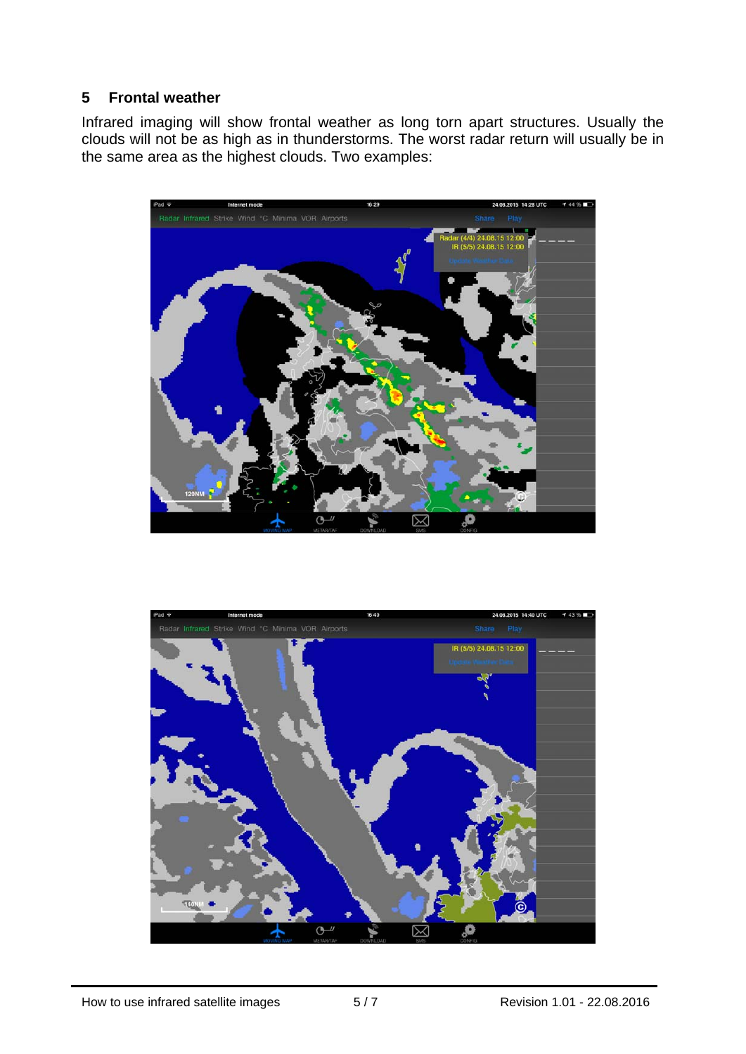## 5 Frontal weather

Infrared imaging will show frontal weather as long torn apart structures. Usually the clouds will not be as high as in thunderstorms. The worst radar return will usually be in the same area as the highest clouds. Two examples: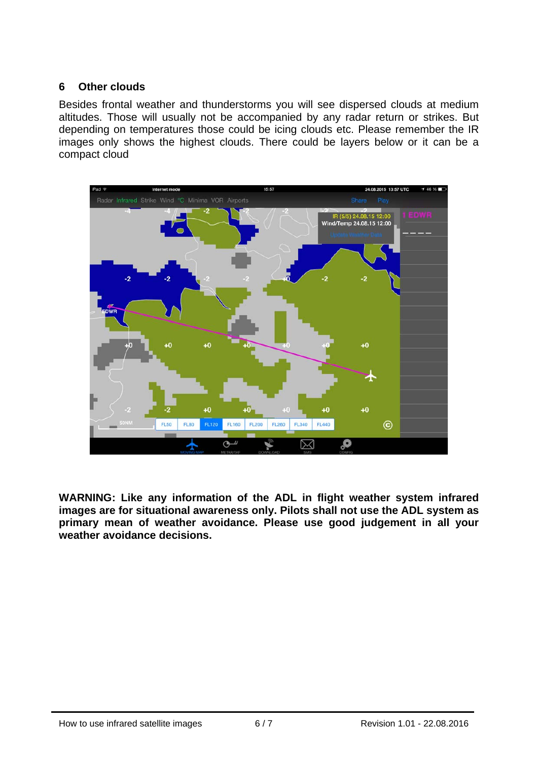## 6 Other clouds

Besides frontal weather and thunderstorms you will see dispersed clouds at medium altitudes. Those will usually not be accompanied by any radar return or strikes. But depending on temperatures those could be icing clouds etc. Please remember the IR images only shows the highest clouds. There could be layers below or it can be a compact cloud

**WARNING: Like any information of the ADL in flight weather system infrared images are for situational awareness only. Pilots shall not use the ADL system as primary mean of weather avoidance. Please use good judgement in all your weather avoidance decisions.**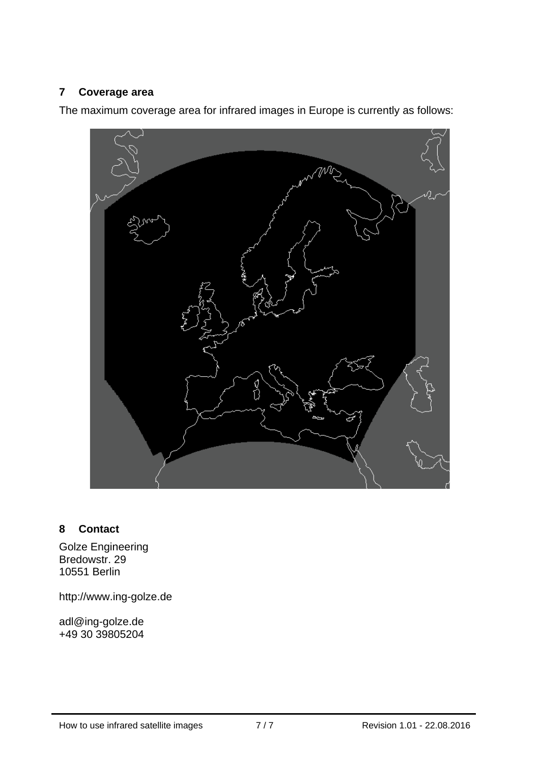## 7 Coverage area

The maximum coverage area for infrared images in Europe is currently as follows:

## 8 Contact

Golze Engineering
Bredowstr. 29
10551 Berlin

http://www.ing-golze.de

adl@ing-golze.de
+49 30 39805204